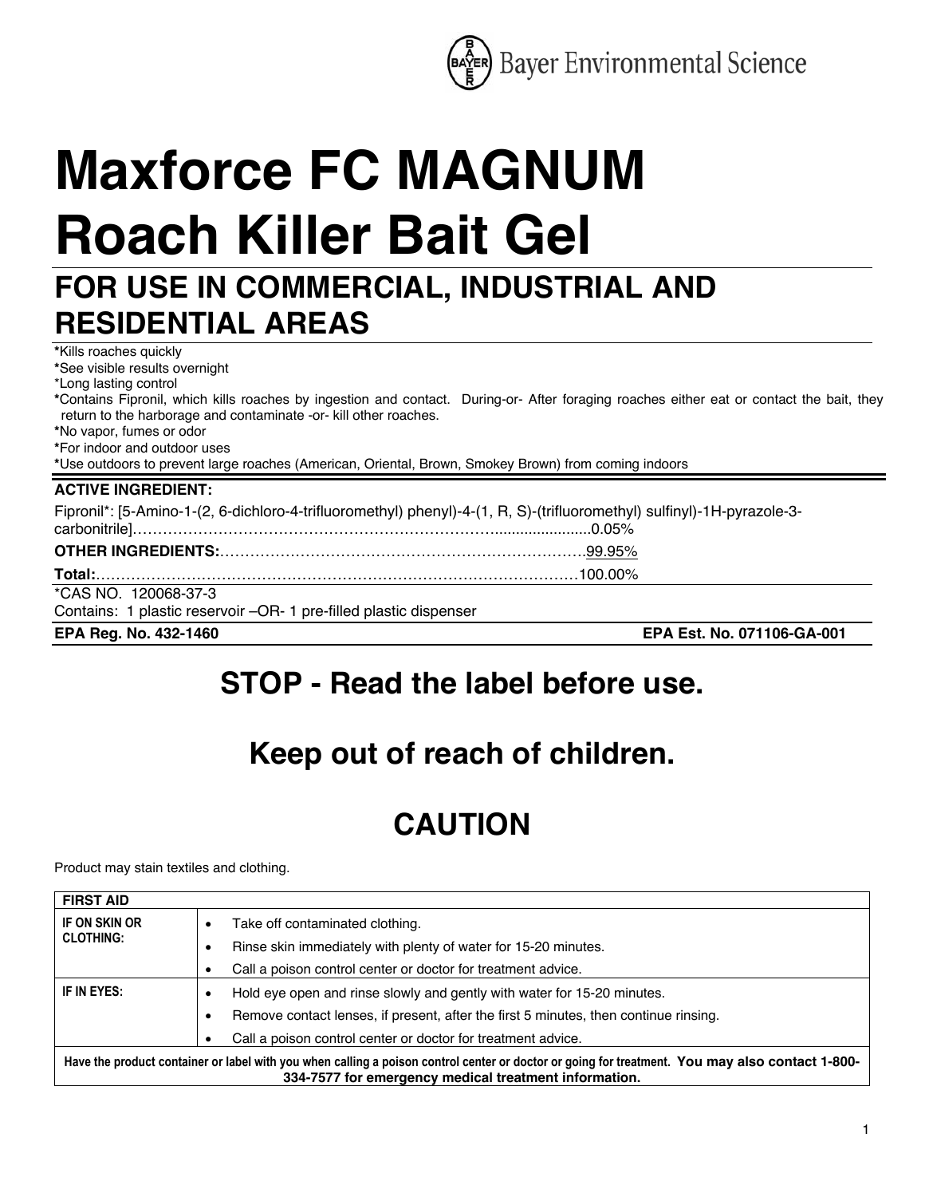Bayer Environmental Science

# Maxforce FC MAGNUM Roach Killer Bait Gel

## FOR USE IN COMMERCIAL, INDUSTRIAL AND RESIDENTIAL AREAS

*Kills roaches quickly
*See visible results overnight
*Long lasting control
*Contains Fipronil, which kills roaches by ingestion and contact. During-or- After foraging roaches either eat or contact the bait, they return to the harborage and contaminate -or- kill other roaches.
*No vapor, fumes or odor
*For indoor and outdoor uses
*Use outdoors to prevent large roaches (American, Oriental, Brown, Smokey Brown) from coming indoors

**ACTIVE INGREDIENT:**

Fipronil*: [5-Amino-1-(2, 6-dichloro-4-trifluoromethyl) phenyl)-4-(1, R, S)-(trifluoromethyl) sulfinyl)-1H-pyrazole-3-carbonitrile]……………………………………………………………………0.05%

**OTHER INGREDIENTS:**……………………………………………………………………99.95%

**Total:**……………………………………………………………………………………100.00%

*CAS NO. 120068-37-3
Contains: 1 plastic reservoir –OR- 1 pre-filled plastic dispenser

**EPA Reg. No. 432-1460** **EPA Est. No. 071106-GA-001**

## STOP - Read the label before use.

## Keep out of reach of children.

## CAUTION

Product may stain textiles and clothing.

| FIRST AID | |
|---|---|
| **IF ON SKIN OR CLOTHING:** | • Take off contaminated clothing.<br>• Rinse skin immediately with plenty of water for 15-20 minutes.<br>• Call a poison control center or doctor for treatment advice. |
| **IF IN EYES:** | • Hold eye open and rinse slowly and gently with water for 15-20 minutes.<br>• Remove contact lenses, if present, after the first 5 minutes, then continue rinsing.<br>• Call a poison control center or doctor for treatment advice. |
| **Have the product container or label with you when calling a poison control center or doctor or going for treatment. You may also contact 1-800-334-7577 for emergency medical treatment information.** | |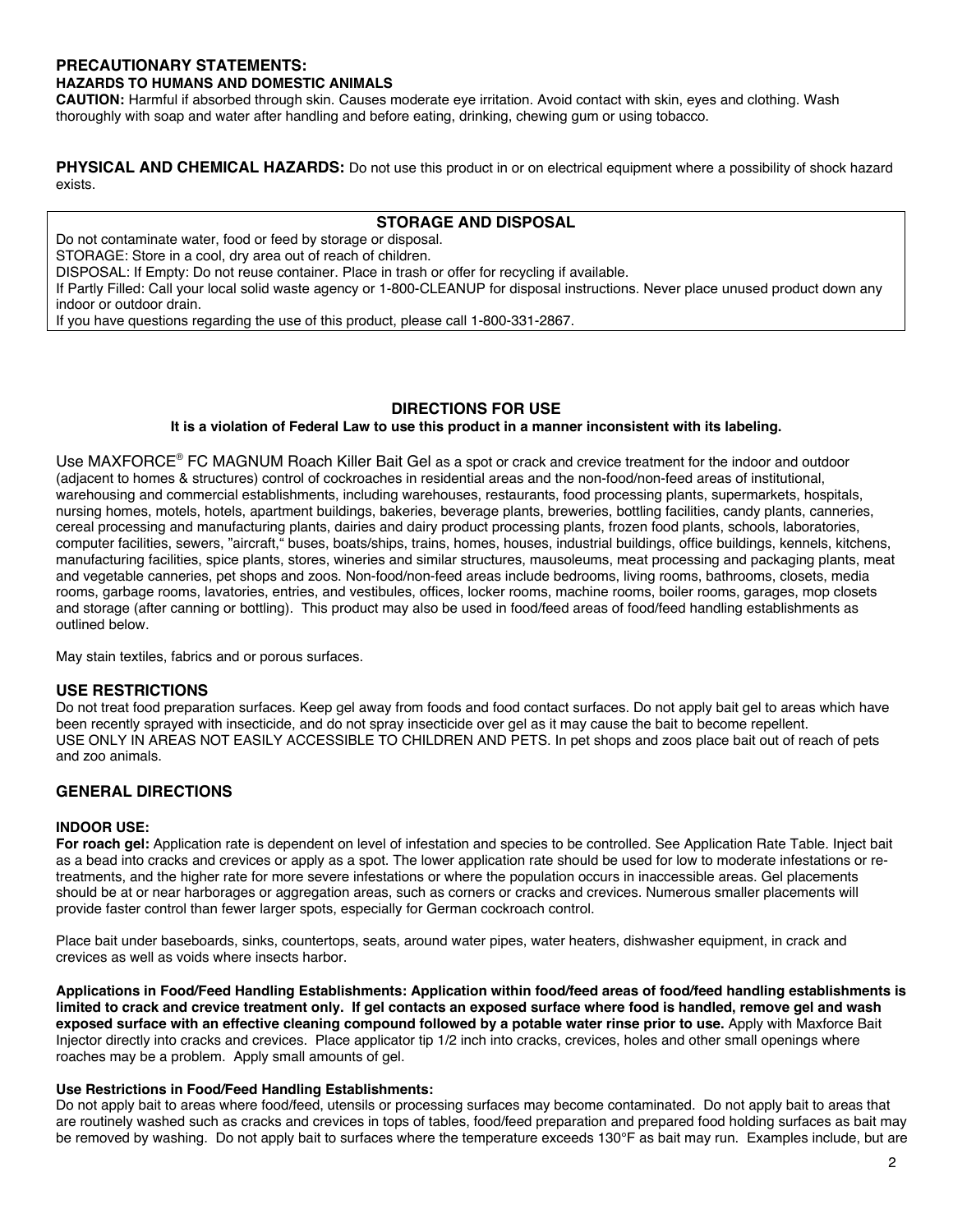## PRECAUTIONARY STATEMENTS:

### HAZARDS TO HUMANS AND DOMESTIC ANIMALS

**CAUTION:** Harmful if absorbed through skin. Causes moderate eye irritation. Avoid contact with skin, eyes and clothing. Wash thoroughly with soap and water after handling and before eating, drinking, chewing gum or using tobacco.

**PHYSICAL AND CHEMICAL HAZARDS:** Do not use this product in or on electrical equipment where a possibility of shock hazard exists.

### STORAGE AND DISPOSAL

Do not contaminate water, food or feed by storage or disposal.
STORAGE: Store in a cool, dry area out of reach of children.
DISPOSAL: If Empty: Do not reuse container. Place in trash or offer for recycling if available.
If Partly Filled: Call your local solid waste agency or 1-800-CLEANUP for disposal instructions. Never place unused product down any indoor or outdoor drain.
If you have questions regarding the use of this product, please call 1-800-331-2867.

## DIRECTIONS FOR USE

**It is a violation of Federal Law to use this product in a manner inconsistent with its labeling.**

Use MAXFORCE® FC MAGNUM Roach Killer Bait Gel as a spot or crack and crevice treatment for the indoor and outdoor (adjacent to homes & structures) control of cockroaches in residential areas and the non-food/non-feed areas of institutional, warehousing and commercial establishments, including warehouses, restaurants, food processing plants, supermarkets, hospitals, nursing homes, motels, hotels, apartment buildings, bakeries, beverage plants, breweries, bottling facilities, candy plants, canneries, cereal processing and manufacturing plants, dairies and dairy product processing plants, frozen food plants, schools, laboratories, computer facilities, sewers, "aircraft," buses, boats/ships, trains, homes, houses, industrial buildings, office buildings, kennels, kitchens, manufacturing facilities, spice plants, stores, wineries and similar structures, mausoleums, meat processing and packaging plants, meat and vegetable canneries, pet shops and zoos. Non-food/non-feed areas include bedrooms, living rooms, bathrooms, closets, media rooms, garbage rooms, lavatories, entries, and vestibules, offices, locker rooms, machine rooms, boiler rooms, garages, mop closets and storage (after canning or bottling). This product may also be used in food/feed areas of food/feed handling establishments as outlined below.

May stain textiles, fabrics and or porous surfaces.

### USE RESTRICTIONS

Do not treat food preparation surfaces. Keep gel away from foods and food contact surfaces. Do not apply bait gel to areas which have been recently sprayed with insecticide, and do not spray insecticide over gel as it may cause the bait to become repellent.
USE ONLY IN AREAS NOT EASILY ACCESSIBLE TO CHILDREN AND PETS. In pet shops and zoos place bait out of reach of pets and zoo animals.

### GENERAL DIRECTIONS

#### INDOOR USE:

**For roach gel:** Application rate is dependent on level of infestation and species to be controlled. See Application Rate Table. Inject bait as a bead into cracks and crevices or apply as a spot. The lower application rate should be used for low to moderate infestations or re-treatments, and the higher rate for more severe infestations or where the population occurs in inaccessible areas. Gel placements should be at or near harborages or aggregation areas, such as corners or cracks and crevices. Numerous smaller placements will provide faster control than fewer larger spots, especially for German cockroach control.

Place bait under baseboards, sinks, countertops, seats, around water pipes, water heaters, dishwasher equipment, in crack and crevices as well as voids where insects harbor.

**Applications in Food/Feed Handling Establishments: Application within food/feed areas of food/feed handling establishments is limited to crack and crevice treatment only. If gel contacts an exposed surface where food is handled, remove gel and wash exposed surface with an effective cleaning compound followed by a potable water rinse prior to use.** Apply with Maxforce Bait Injector directly into cracks and crevices. Place applicator tip 1/2 inch into cracks, crevices, holes and other small openings where roaches may be a problem. Apply small amounts of gel.

**Use Restrictions in Food/Feed Handling Establishments:**
Do not apply bait to areas where food/feed, utensils or processing surfaces may become contaminated. Do not apply bait to areas that are routinely washed such as cracks and crevices in tops of tables, food/feed preparation and prepared food holding surfaces as bait may be removed by washing. Do not apply bait to surfaces where the temperature exceeds 130°F as bait may run. Examples include, but are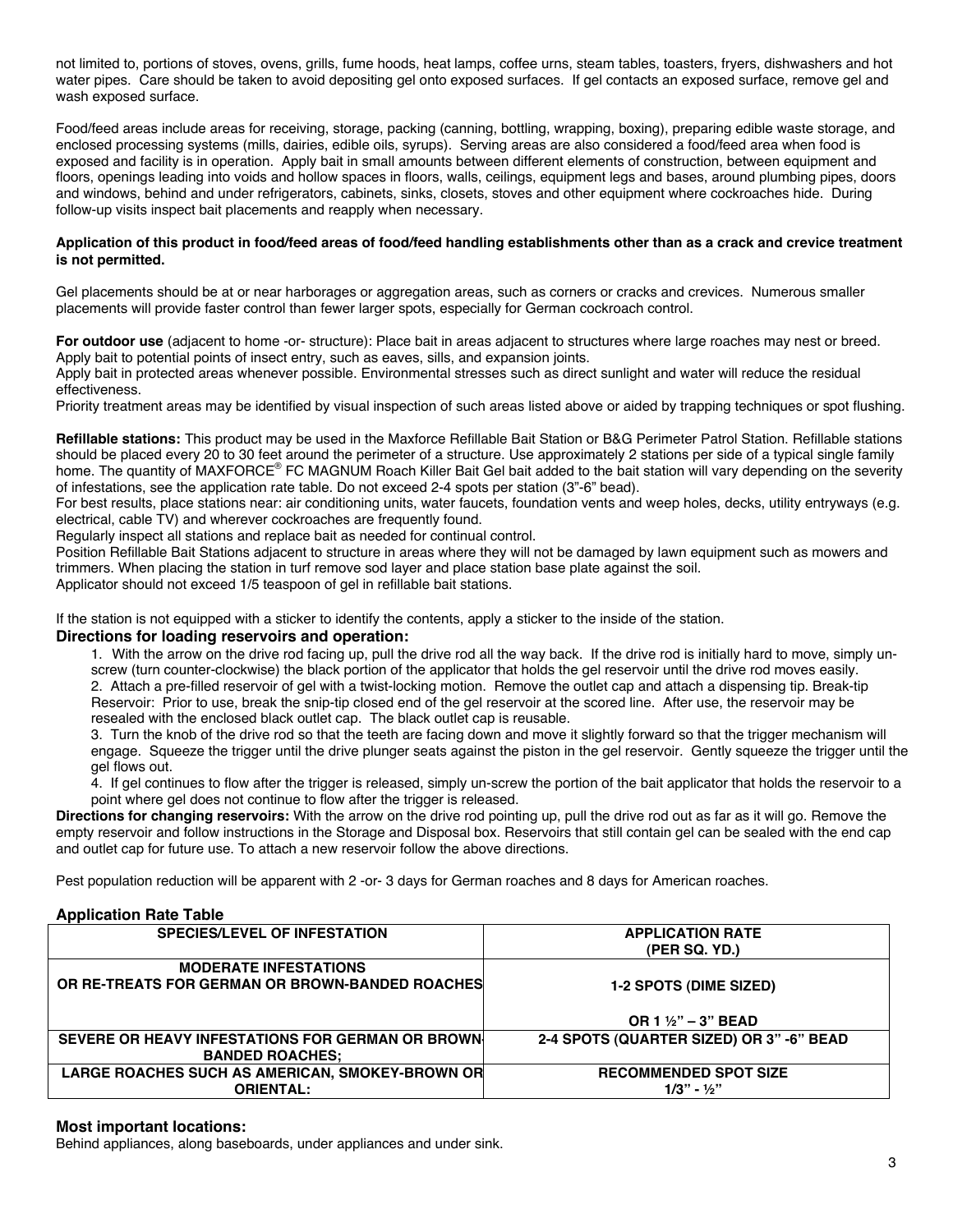not limited to, portions of stoves, ovens, grills, fume hoods, heat lamps, coffee urns, steam tables, toasters, fryers, dishwashers and hot water pipes. Care should be taken to avoid depositing gel onto exposed surfaces. If gel contacts an exposed surface, remove gel and wash exposed surface.

Food/feed areas include areas for receiving, storage, packing (canning, bottling, wrapping, boxing), preparing edible waste storage, and enclosed processing systems (mills, dairies, edible oils, syrups). Serving areas are also considered a food/feed area when food is exposed and facility is in operation. Apply bait in small amounts between different elements of construction, between equipment and floors, openings leading into voids and hollow spaces in floors, walls, ceilings, equipment legs and bases, around plumbing pipes, doors and windows, behind and under refrigerators, cabinets, sinks, closets, stoves and other equipment where cockroaches hide. During follow-up visits inspect bait placements and reapply when necessary.

**Application of this product in food/feed areas of food/feed handling establishments other than as a crack and crevice treatment is not permitted.**

Gel placements should be at or near harborages or aggregation areas, such as corners or cracks and crevices. Numerous smaller placements will provide faster control than fewer larger spots, especially for German cockroach control.

**For outdoor use** (adjacent to home -or- structure): Place bait in areas adjacent to structures where large roaches may nest or breed. Apply bait to potential points of insect entry, such as eaves, sills, and expansion joints.
Apply bait in protected areas whenever possible. Environmental stresses such as direct sunlight and water will reduce the residual effectiveness.
Priority treatment areas may be identified by visual inspection of such areas listed above or aided by trapping techniques or spot flushing.

**Refillable stations:** This product may be used in the Maxforce Refillable Bait Station or B&G Perimeter Patrol Station. Refillable stations should be placed every 20 to 30 feet around the perimeter of a structure. Use approximately 2 stations per side of a typical single family home. The quantity of MAXFORCE® FC MAGNUM Roach Killer Bait Gel bait added to the bait station will vary depending on the severity of infestations, see the application rate table. Do not exceed 2-4 spots per station (3"-6" bead).
For best results, place stations near: air conditioning units, water faucets, foundation vents and weep holes, decks, utility entryways (e.g. electrical, cable TV) and wherever cockroaches are frequently found.
Regularly inspect all stations and replace bait as needed for continual control.
Position Refillable Bait Stations adjacent to structure in areas where they will not be damaged by lawn equipment such as mowers and trimmers. When placing the station in turf remove sod layer and place station base plate against the soil.
Applicator should not exceed 1/5 teaspoon of gel in refillable bait stations.

If the station is not equipped with a sticker to identify the contents, apply a sticker to the inside of the station.

### Directions for loading reservoirs and operation:

1. With the arrow on the drive rod facing up, pull the drive rod all the way back. If the drive rod is initially hard to move, simply un-screw (turn counter-clockwise) the black portion of the applicator that holds the gel reservoir until the drive rod moves easily.
2. Attach a pre-filled reservoir of gel with a twist-locking motion. Remove the outlet cap and attach a dispensing tip. Break-tip Reservoir: Prior to use, break the snip-tip closed end of the gel reservoir at the scored line. After use, the reservoir may be resealed with the enclosed black outlet cap. The black outlet cap is reusable.
3. Turn the knob of the drive rod so that the teeth are facing down and move it slightly forward so that the trigger mechanism will engage. Squeeze the trigger until the drive plunger seats against the piston in the gel reservoir. Gently squeeze the trigger until the gel flows out.
4. If gel continues to flow after the trigger is released, simply un-screw the portion of the bait applicator that holds the reservoir to a point where gel does not continue to flow after the trigger is released.

**Directions for changing reservoirs:** With the arrow on the drive rod pointing up, pull the drive rod out as far as it will go. Remove the empty reservoir and follow instructions in the Storage and Disposal box. Reservoirs that still contain gel can be sealed with the end cap and outlet cap for future use. To attach a new reservoir follow the above directions.

Pest population reduction will be apparent with 2 -or- 3 days for German roaches and 8 days for American roaches.

### Application Rate Table

| SPECIES/LEVEL OF INFESTATION | APPLICATION RATE (PER SQ. YD.) |
|---|---|
| MODERATE INFESTATIONS OR RE-TREATS FOR GERMAN OR BROWN-BANDED ROACHES | 1-2 SPOTS (DIME SIZED) OR 1 ½" – 3" BEAD |
| SEVERE OR HEAVY INFESTATIONS FOR GERMAN OR BROWN-BANDED ROACHES; | 2-4 SPOTS (QUARTER SIZED) OR 3" -6" BEAD |
| LARGE ROACHES SUCH AS AMERICAN, SMOKEY-BROWN OR ORIENTAL: | RECOMMENDED SPOT SIZE 1/3" - ½" |

### Most important locations:

Behind appliances, along baseboards, under appliances and under sink.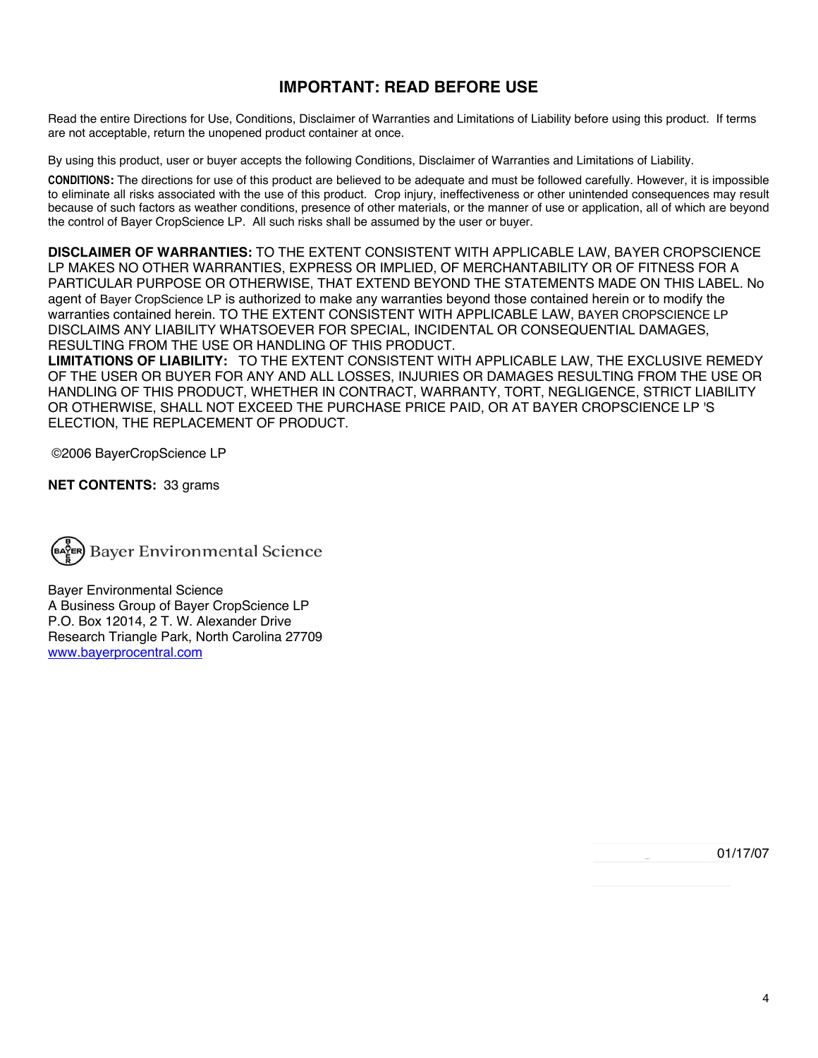# IMPORTANT: READ BEFORE USE

Read the entire Directions for Use, Conditions, Disclaimer of Warranties and Limitations of Liability before using this product. If terms are not acceptable, return the unopened product container at once.

By using this product, user or buyer accepts the following Conditions, Disclaimer of Warranties and Limitations of Liability.

**CONDITIONS:** The directions for use of this product are believed to be adequate and must be followed carefully. However, it is impossible to eliminate all risks associated with the use of this product. Crop injury, ineffectiveness or other unintended consequences may result because of such factors as weather conditions, presence of other materials, or the manner of use or application, all of which are beyond the control of Bayer CropScience LP. All such risks shall be assumed by the user or buyer.

**DISCLAIMER OF WARRANTIES:** TO THE EXTENT CONSISTENT WITH APPLICABLE LAW, BAYER CROPSCIENCE LP MAKES NO OTHER WARRANTIES, EXPRESS OR IMPLIED, OF MERCHANTABILITY OR OF FITNESS FOR A PARTICULAR PURPOSE OR OTHERWISE, THAT EXTEND BEYOND THE STATEMENTS MADE ON THIS LABEL. No agent of Bayer CropScience LP is authorized to make any warranties beyond those contained herein or to modify the warranties contained herein. TO THE EXTENT CONSISTENT WITH APPLICABLE LAW, BAYER CROPSCIENCE LP DISCLAIMS ANY LIABILITY WHATSOEVER FOR SPECIAL, INCIDENTAL OR CONSEQUENTIAL DAMAGES, RESULTING FROM THE USE OR HANDLING OF THIS PRODUCT.

**LIMITATIONS OF LIABILITY:** TO THE EXTENT CONSISTENT WITH APPLICABLE LAW, THE EXCLUSIVE REMEDY OF THE USER OR BUYER FOR ANY AND ALL LOSSES, INJURIES OR DAMAGES RESULTING FROM THE USE OR HANDLING OF THIS PRODUCT, WHETHER IN CONTRACT, WARRANTY, TORT, NEGLIGENCE, STRICT LIABILITY OR OTHERWISE, SHALL NOT EXCEED THE PURCHASE PRICE PAID, OR AT BAYER CROPSCIENCE LP 'S ELECTION, THE REPLACEMENT OF PRODUCT.

©2006 BayerCropScience LP

**NET CONTENTS:** 33 grams

Bayer Environmental Science

Bayer Environmental Science
A Business Group of Bayer CropScience LP
P.O. Box 12014, 2 T. W. Alexander Drive
Research Triangle Park, North Carolina 27709
www.bayerprocentral.com

01/17/07